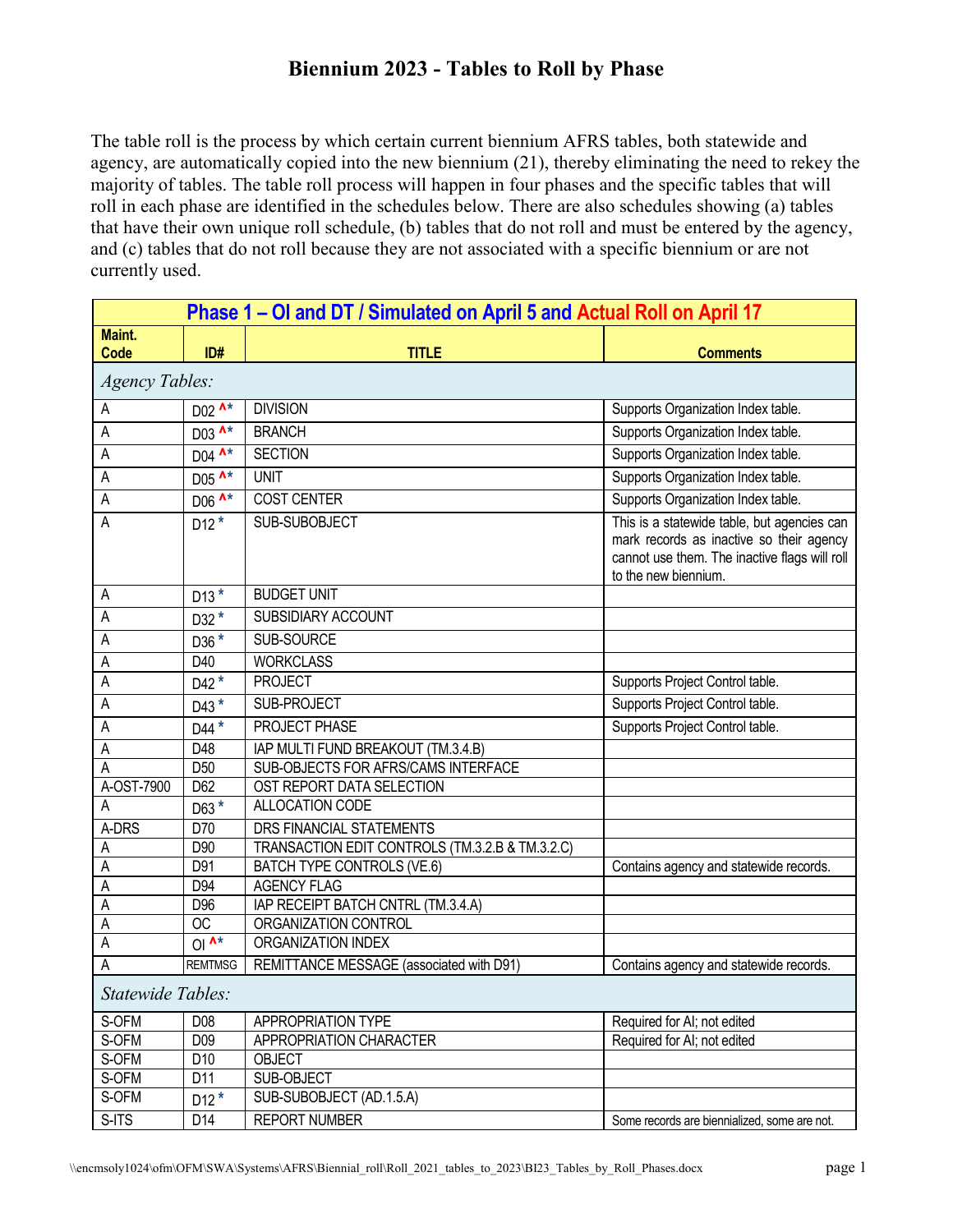# Biennium 2023 - Tables to Roll by Phase

The table roll is the process by which certain current biennium AFRS tables, both statewide and agency, are automatically copied into the new biennium (21), thereby eliminating the need to rekey the majority of tables. The table roll process will happen in four phases and the specific tables that will roll in each phase are identified in the schedules below. There are also schedules showing (a) tables that have their own unique roll schedule, (b) tables that do not roll and must be entered by the agency, and (c) tables that do not roll because they are not associated with a specific biennium or are not currently used.

| Phase 1 – OI and DT / Simulated on April 5 and Actual Roll on April 17 | | | |
|---|---|---|---|
| **Maint. Code** | **ID#** | **TITLE** | **Comments** |
| *Agency Tables:* | | | |
| A | D02 ^* | DIVISION | Supports Organization Index table. |
| A | D03 ^* | BRANCH | Supports Organization Index table. |
| A | D04 ^* | SECTION | Supports Organization Index table. |
| A | D05 ^* | UNIT | Supports Organization Index table. |
| A | D06 ^* | COST CENTER | Supports Organization Index table. |
| A | D12 * | SUB-SUBOBJECT | This is a statewide table, but agencies can mark records as inactive so their agency cannot use them. The inactive flags will roll to the new biennium. |
| A | D13 * | BUDGET UNIT | |
| A | D32 * | SUBSIDIARY ACCOUNT | |
| A | D36 * | SUB-SOURCE | |
| A | D40 | WORKCLASS | |
| A | D42 * | PROJECT | Supports Project Control table. |
| A | D43 * | SUB-PROJECT | Supports Project Control table. |
| A | D44 * | PROJECT PHASE | Supports Project Control table. |
| A | D48 | IAP MULTI FUND BREAKOUT (TM.3.4.B) | |
| A | D50 | SUB-OBJECTS FOR AFRS/CAMS INTERFACE | |
| A-OST-7900 | D62 | OST REPORT DATA SELECTION | |
| A | D63 * | ALLOCATION CODE | |
| A-DRS | D70 | DRS FINANCIAL STATEMENTS | |
| A | D90 | TRANSACTION EDIT CONTROLS (TM.3.2.B & TM.3.2.C) | |
| A | D91 | BATCH TYPE CONTROLS (VE.6) | Contains agency and statewide records. |
| A | D94 | AGENCY FLAG | |
| A | D96 | IAP RECEIPT BATCH CNTRL (TM.3.4.A) | |
| A | OC | ORGANIZATION CONTROL | |
| A | OI ^* | ORGANIZATION INDEX | |
| A | REMTMSG | REMITTANCE MESSAGE (associated with D91) | Contains agency and statewide records. |
| *Statewide Tables:* | | | |
| S-OFM | D08 | APPROPRIATION TYPE | Required for AI; not edited |
| S-OFM | D09 | APPROPRIATION CHARACTER | Required for AI; not edited |
| S-OFM | D10 | OBJECT | |
| S-OFM | D11 | SUB-OBJECT | |
| S-OFM | D12 * | SUB-SUBOBJECT (AD.1.5.A) | |
| S-ITS | D14 | REPORT NUMBER | Some records are biennialized, some are not. |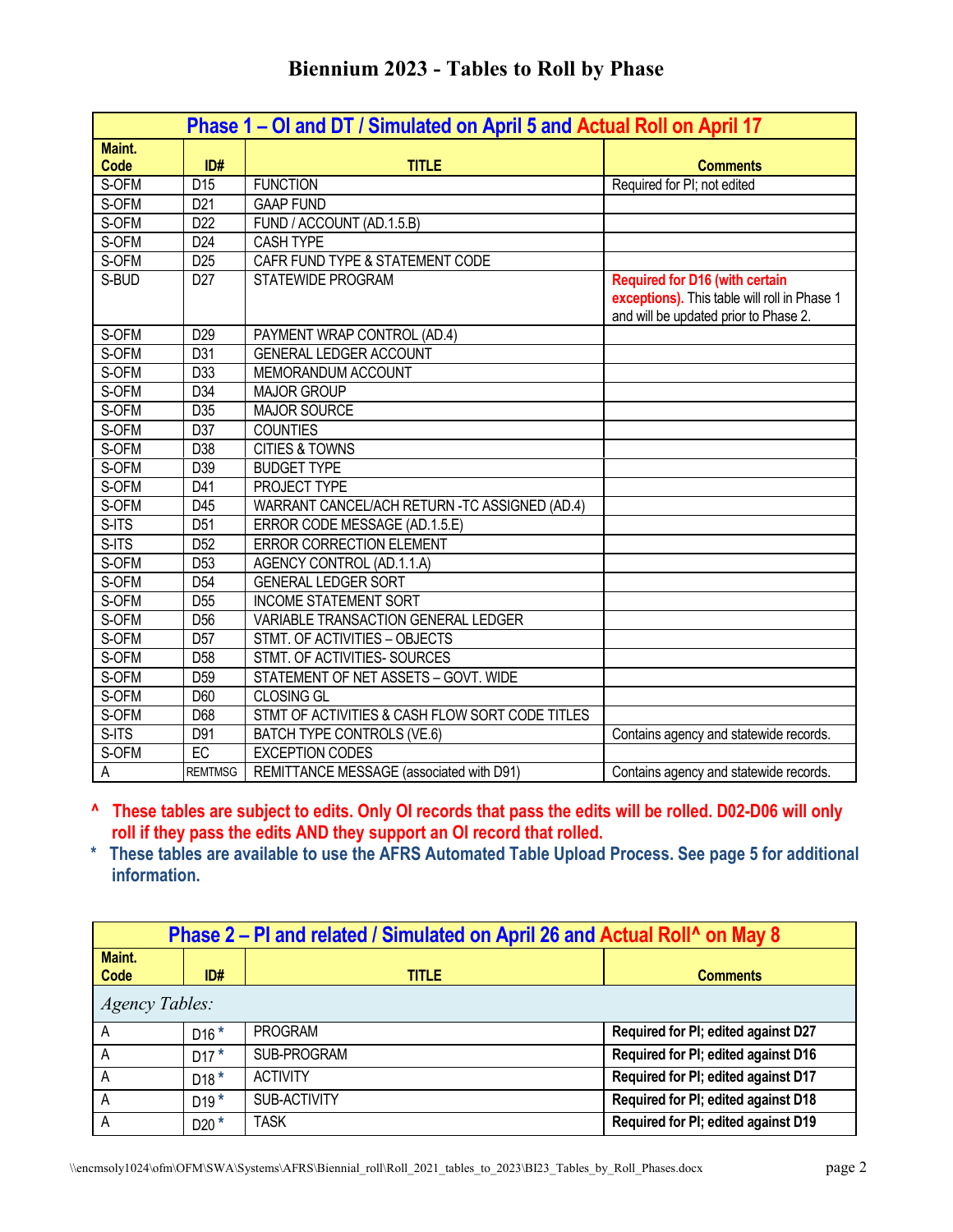# Biennium 2023 - Tables to Roll by Phase

| Phase 1 – OI and DT / Simulated on April 5 and Actual Roll on April 17 | | | |
|---|---|---|---|
| **Maint. Code** | **ID#** | **TITLE** | **Comments** |
| S-OFM | D15 | FUNCTION | Required for PI; not edited |
| S-OFM | D21 | GAAP FUND | |
| S-OFM | D22 | FUND / ACCOUNT (AD.1.5.B) | |
| S-OFM | D24 | CASH TYPE | |
| S-OFM | D25 | CAFR FUND TYPE & STATEMENT CODE | |
| S-BUD | D27 | STATEWIDE PROGRAM | **Required for D16 (with certain exceptions).** This table will roll in Phase 1 and will be updated prior to Phase 2. |
| S-OFM | D29 | PAYMENT WRAP CONTROL (AD.4) | |
| S-OFM | D31 | GENERAL LEDGER ACCOUNT | |
| S-OFM | D33 | MEMORANDUM ACCOUNT | |
| S-OFM | D34 | MAJOR GROUP | |
| S-OFM | D35 | MAJOR SOURCE | |
| S-OFM | D37 | COUNTIES | |
| S-OFM | D38 | CITIES & TOWNS | |
| S-OFM | D39 | BUDGET TYPE | |
| S-OFM | D41 | PROJECT TYPE | |
| S-OFM | D45 | WARRANT CANCEL/ACH RETURN -TC ASSIGNED (AD.4) | |
| S-ITS | D51 | ERROR CODE MESSAGE (AD.1.5.E) | |
| S-ITS | D52 | ERROR CORRECTION ELEMENT | |
| S-OFM | D53 | AGENCY CONTROL (AD.1.1.A) | |
| S-OFM | D54 | GENERAL LEDGER SORT | |
| S-OFM | D55 | INCOME STATEMENT SORT | |
| S-OFM | D56 | VARIABLE TRANSACTION GENERAL LEDGER | |
| S-OFM | D57 | STMT. OF ACTIVITIES – OBJECTS | |
| S-OFM | D58 | STMT. OF ACTIVITIES- SOURCES | |
| S-OFM | D59 | STATEMENT OF NET ASSETS – GOVT. WIDE | |
| S-OFM | D60 | CLOSING GL | |
| S-OFM | D68 | STMT OF ACTIVITIES & CASH FLOW SORT CODE TITLES | |
| S-ITS | D91 | BATCH TYPE CONTROLS (VE.6) | Contains agency and statewide records. |
| S-OFM | EC | EXCEPTION CODES | |
| A | REMTMSG | REMITTANCE MESSAGE (associated with D91) | Contains agency and statewide records. |

**^ These tables are subject to edits. Only OI records that pass the edits will be rolled. D02-D06 will only roll if they pass the edits AND they support an OI record that rolled.**

**\* These tables are available to use the AFRS Automated Table Upload Process. See page 5 for additional information.**

| Phase 2 – PI and related / Simulated on April 26 and Actual Roll^ on May 8 | | | |
|---|---|---|---|
| **Maint. Code** | **ID#** | **TITLE** | **Comments** |
| *Agency Tables:* | | | |
| A | D16 * | PROGRAM | **Required for PI; edited against D27** |
| A | D17 * | SUB-PROGRAM | **Required for PI; edited against D16** |
| A | D18 * | ACTIVITY | **Required for PI; edited against D17** |
| A | D19 * | SUB-ACTIVITY | **Required for PI; edited against D18** |
| A | D20 * | TASK | **Required for PI; edited against D19** |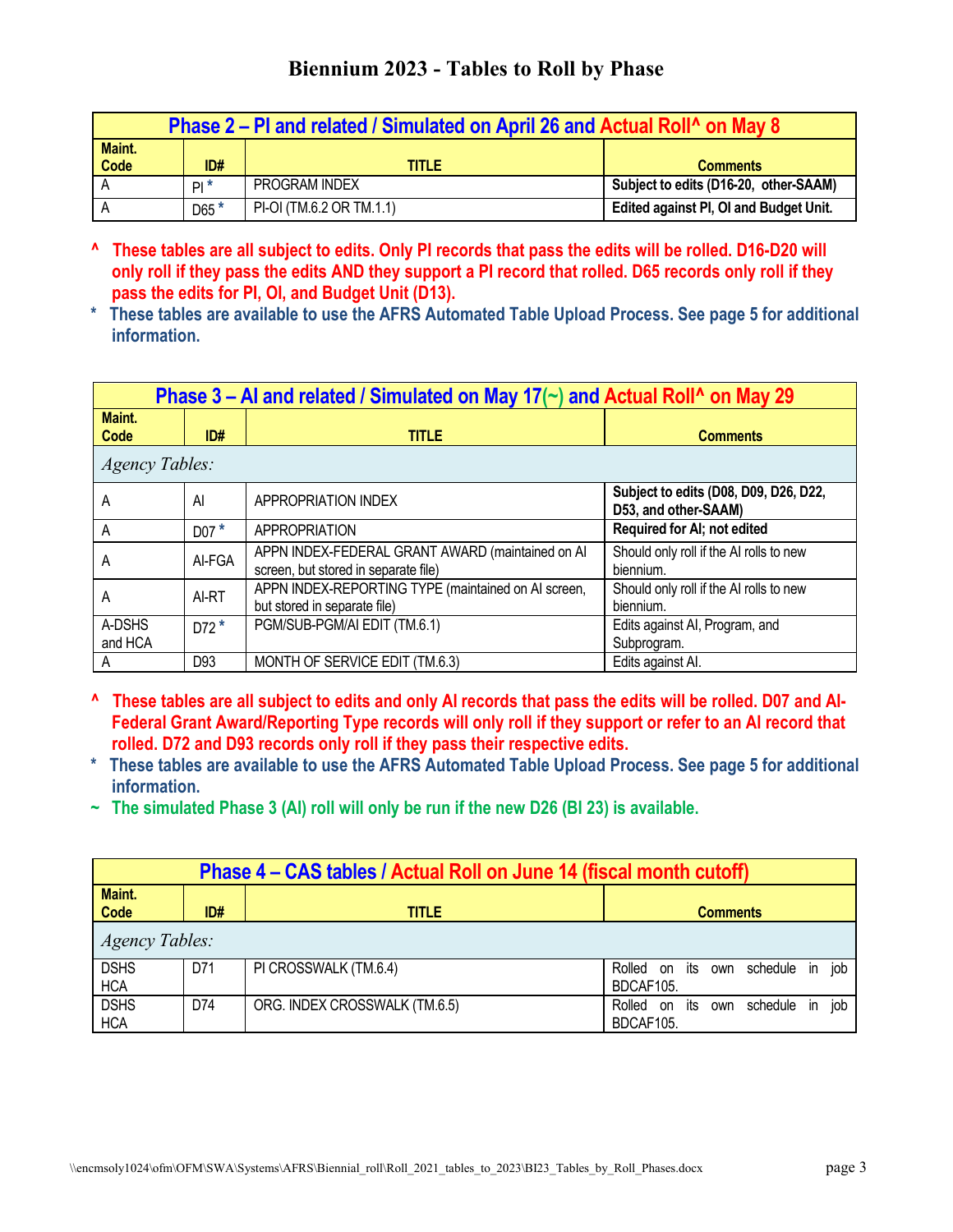# Biennium 2023 - Tables to Roll by Phase

| Phase 2 – PI and related / Simulated on April 26 and Actual Roll^ on May 8 | | | |
|---|---|---|---|
| **Maint. Code** | **ID#** | **TITLE** | **Comments** |
| A | PI * | PROGRAM INDEX | **Subject to edits (D16-20, other-SAAM)** |
| A | D65 * | PI-OI (TM.6.2 OR TM.1.1) | **Edited against PI, OI and Budget Unit.** |

**^ These tables are all subject to edits. Only PI records that pass the edits will be rolled. D16-D20 will only roll if they pass the edits AND they support a PI record that rolled. D65 records only roll if they pass the edits for PI, OI, and Budget Unit (D13).**

**\* These tables are available to use the AFRS Automated Table Upload Process. See page 5 for additional information.**

| Phase 3 – AI and related / Simulated on May 17(~) and Actual Roll^ on May 29 | | | |
|---|---|---|---|
| **Maint. Code** | **ID#** | **TITLE** | **Comments** |
| *Agency Tables:* | | | |
| A | AI | APPROPRIATION INDEX | **Subject to edits (D08, D09, D26, D22, D53, and other-SAAM)** |
| A | D07 * | APPROPRIATION | **Required for AI; not edited** |
| A | AI-FGA | APPN INDEX-FEDERAL GRANT AWARD (maintained on AI screen, but stored in separate file) | Should only roll if the AI rolls to new biennium. |
| A | AI-RT | APPN INDEX-REPORTING TYPE (maintained on AI screen, but stored in separate file) | Should only roll if the AI rolls to new biennium. |
| A-DSHS and HCA | D72 * | PGM/SUB-PGM/AI EDIT (TM.6.1) | Edits against AI, Program, and Subprogram. |
| A | D93 | MONTH OF SERVICE EDIT (TM.6.3) | Edits against AI. |

**^ These tables are all subject to edits and only AI records that pass the edits will be rolled. D07 and AI-Federal Grant Award/Reporting Type records will only roll if they support or refer to an AI record that rolled. D72 and D93 records only roll if they pass their respective edits.**

**\* These tables are available to use the AFRS Automated Table Upload Process. See page 5 for additional information.**

**~ The simulated Phase 3 (AI) roll will only be run if the new D26 (BI 23) is available.**

| Phase 4 – CAS tables / Actual Roll on June 14 (fiscal month cutoff) | | | |
|---|---|---|---|
| **Maint. Code** | **ID#** | **TITLE** | **Comments** |
| *Agency Tables:* | | | |
| DSHS HCA | D71 | PI CROSSWALK (TM.6.4) | Rolled on its own schedule in job BDCAF105. |
| DSHS HCA | D74 | ORG. INDEX CROSSWALK (TM.6.5) | Rolled on its own schedule in job BDCAF105. |

\\encmsoly1024\ofm\OFM\SWA\Systems\AFRS\Biennial_roll\Roll_2021_tables_to_2023\BI23_Tables_by_Roll_Phases.docx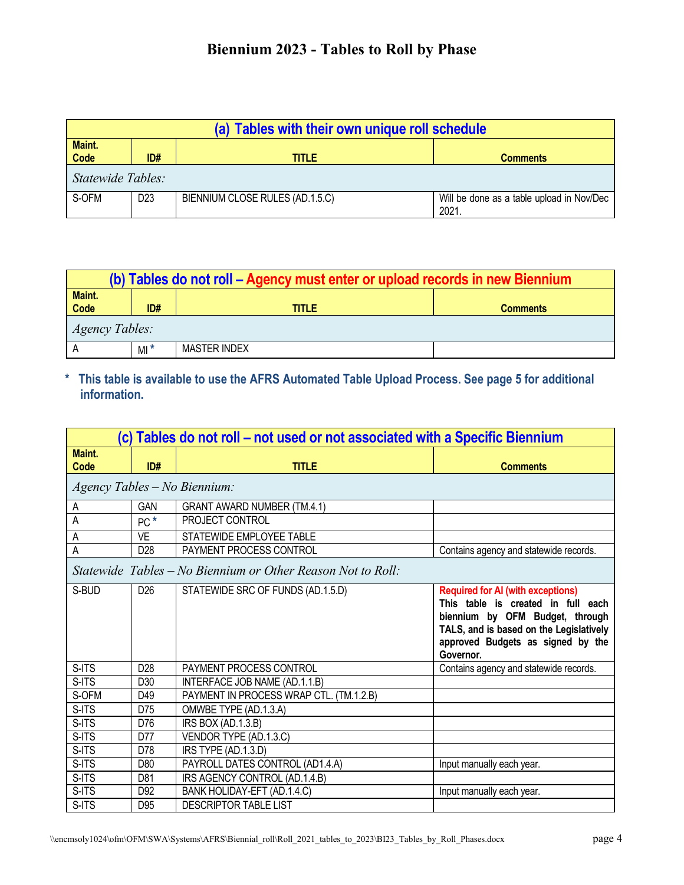# Biennium 2023 - Tables to Roll by Phase

| (a) Tables with their own unique roll schedule | | | |
|---|---|---|---|
| **Maint. Code** | **ID#** | **TITLE** | **Comments** |
| *Statewide Tables:* | | | |
| S-OFM | D23 | BIENNIUM CLOSE RULES (AD.1.5.C) | Will be done as a table upload in Nov/Dec 2021. |

| (b) Tables do not roll – Agency must enter or upload records in new Biennium | | | |
|---|---|---|---|
| **Maint. Code** | **ID#** | **TITLE** | **Comments** |
| *Agency Tables:* | | | |
| A | MI * | MASTER INDEX | |

**\* This table is available to use the AFRS Automated Table Upload Process. See page 5 for additional information.**

| (c) Tables do not roll – not used or not associated with a Specific Biennium | | | |
|---|---|---|---|
| **Maint. Code** | **ID#** | **TITLE** | **Comments** |
| *Agency Tables – No Biennium:* | | | |
| A | GAN | GRANT AWARD NUMBER (TM.4.1) | |
| A | PC * | PROJECT CONTROL | |
| A | VE | STATEWIDE EMPLOYEE TABLE | |
| A | D28 | PAYMENT PROCESS CONTROL | Contains agency and statewide records. |
| *Statewide Tables – No Biennium or Other Reason Not to Roll:* | | | |
| S-BUD | D26 | STATEWIDE SRC OF FUNDS (AD.1.5.D) | Required for AI (with exceptions) **This table is created in full each biennium by OFM Budget, through TALS, and is based on the Legislatively approved Budgets as signed by the Governor.** |
| S-ITS | D28 | PAYMENT PROCESS CONTROL | Contains agency and statewide records. |
| S-ITS | D30 | INTERFACE JOB NAME (AD.1.1.B) | |
| S-OFM | D49 | PAYMENT IN PROCESS WRAP CTL. (TM.1.2.B) | |
| S-ITS | D75 | OMWBE TYPE (AD.1.3.A) | |
| S-ITS | D76 | IRS BOX (AD.1.3.B) | |
| S-ITS | D77 | VENDOR TYPE (AD.1.3.C) | |
| S-ITS | D78 | IRS TYPE (AD.1.3.D) | |
| S-ITS | D80 | PAYROLL DATES CONTROL (AD1.4.A) | Input manually each year. |
| S-ITS | D81 | IRS AGENCY CONTROL (AD.1.4.B) | |
| S-ITS | D92 | BANK HOLIDAY-EFT (AD.1.4.C) | Input manually each year. |
| S-ITS | D95 | DESCRIPTOR TABLE LIST | |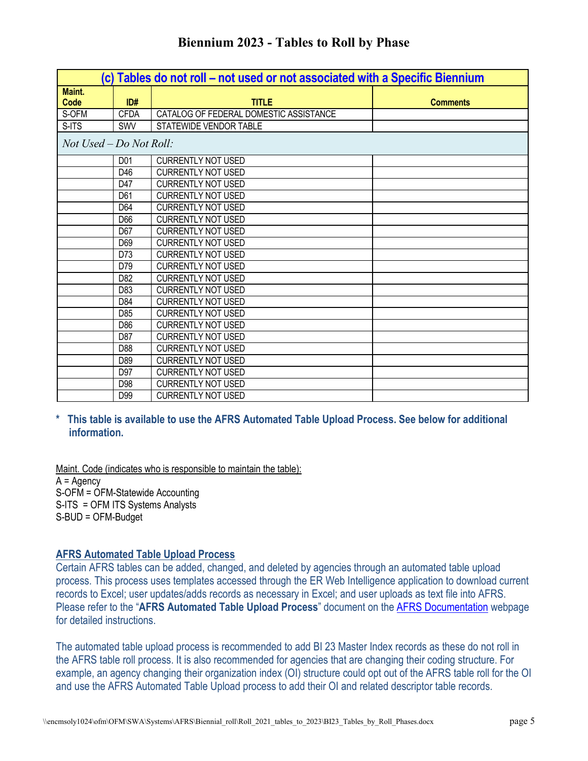# Biennium 2023 - Tables to Roll by Phase

| (c) Tables do not roll – not used or not associated with a Specific Biennium | | | |
|---|---|---|---|
| **Maint. Code** | **ID#** | **TITLE** | **Comments** |
| S-OFM | CFDA | CATALOG OF FEDERAL DOMESTIC ASSISTANCE | |
| S-ITS | SWV | STATEWIDE VENDOR TABLE | |
| *Not Used – Do Not Roll:* | | | |
| | D01 | CURRENTLY NOT USED | |
| | D46 | CURRENTLY NOT USED | |
| | D47 | CURRENTLY NOT USED | |
| | D61 | CURRENTLY NOT USED | |
| | D64 | CURRENTLY NOT USED | |
| | D66 | CURRENTLY NOT USED | |
| | D67 | CURRENTLY NOT USED | |
| | D69 | CURRENTLY NOT USED | |
| | D73 | CURRENTLY NOT USED | |
| | D79 | CURRENTLY NOT USED | |
| | D82 | CURRENTLY NOT USED | |
| | D83 | CURRENTLY NOT USED | |
| | D84 | CURRENTLY NOT USED | |
| | D85 | CURRENTLY NOT USED | |
| | D86 | CURRENTLY NOT USED | |
| | D87 | CURRENTLY NOT USED | |
| | D88 | CURRENTLY NOT USED | |
| | D89 | CURRENTLY NOT USED | |
| | D97 | CURRENTLY NOT USED | |
| | D98 | CURRENTLY NOT USED | |
| | D99 | CURRENTLY NOT USED | |

**\* This table is available to use the AFRS Automated Table Upload Process. See below for additional information.**

Maint. Code (indicates who is responsible to maintain the table):
A = Agency
S-OFM = OFM-Statewide Accounting
S-ITS = OFM ITS Systems Analysts
S-BUD = OFM-Budget

## AFRS Automated Table Upload Process

Certain AFRS tables can be added, changed, and deleted by agencies through an automated table upload process. This process uses templates accessed through the ER Web Intelligence application to download current records to Excel; user updates/adds records as necessary in Excel; and user uploads as text file into AFRS. Please refer to the "**AFRS Automated Table Upload Process**" document on the AFRS Documentation webpage for detailed instructions.

The automated table upload process is recommended to add BI 23 Master Index records as these do not roll in the AFRS table roll process. It is also recommended for agencies that are changing their coding structure. For example, an agency changing their organization index (OI) structure could opt out of the AFRS table roll for the OI and use the AFRS Automated Table Upload process to add their OI and related descriptor table records.